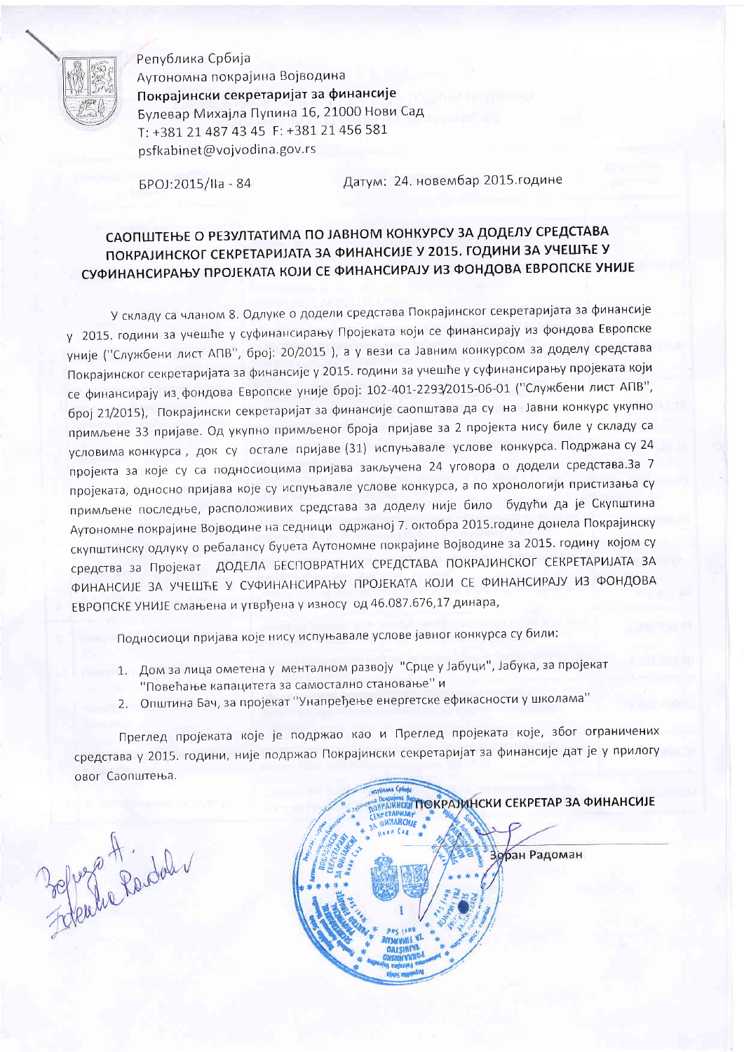Република Србија
Аутономна покрајина Војводина
**Покрајински секретаријат за финансије**
Булевар Михајла Пупина 16, 21000 Нови Сад
Т: +381 21 487 43 45 F: +381 21 456 581
psfkabinet@vojvodina.gov.rs

БРОЈ:2015/IIа - 84 Датум: 24. новембар 2015.године

## САОПШТЕЊЕ О РЕЗУЛТАТИМА ПО ЈАВНОМ КОНКУРСУ ЗА ДОДЕЛУ СРЕДСТАВА ПОКРАЈИНСКОГ СЕКРЕТАРИЈАТА ЗА ФИНАНСИЈЕ У 2015. ГОДИНИ ЗА УЧЕШЋЕ У СУФИНАНСИРАЊУ ПРОЈЕКАТА КОЈИ СЕ ФИНАНСИРАЈУ ИЗ ФОНДОВА ЕВРОПСКЕ УНИЈЕ

У складу са чланом 8. Одлуке о додели средстава Покрајинског секретаријата за финансије у 2015. години за учешће у суфинансирању Пројеката који се финансирају из фондова Европске уније ("Службени лист АПВ", број: 20/2015 ), а у вези са Јавним конкурсом за доделу средстава Покрајинског секретаријата за финансије у 2015. години за учешће у суфинансирању пројеката који се финансирају из фондова Европске уније број: 102-401-2293/2015-06-01 ("Службени лист АПВ", број 21/2015), Покрајински секретаријат за финансије саопштава да су на Јавни конкурс укупно примљене 33 пријаве. Од укупно примљеног броја пријаве за 2 пројекта нису биле у складу са условима конкурса , док су остале пријаве (31) испуњавале услове конкурса. Подржана су 24 пројекта за које су са подносиоцима пријава закључена 24 уговора о додели средстава.За 7 пројеката, односно пријава које су испуњавале услове конкурса, а по хронологији пристизања су примљене последње, расположивих средстава за доделу није било будући да је Скупштина Аутономне покрајине Војводине на седници одржаној 7. октобра 2015.године донела Покрајинску скупштинску одлуку о ребалансу буџета Аутономне покрајине Војводине за 2015. годину којом су средства за Пројекат ДОДЕЛА БЕСПОВРАТНИХ СРЕДСТАВА ПОКРАЈИНСКОГ СЕКРЕТАРИЈАТА ЗА ФИНАНСИЈЕ ЗА УЧЕШЋЕ У СУФИНАНСИРАЊУ ПРОЈЕКАТА КОЈИ СЕ ФИНАНСИРАЈУ ИЗ ФОНДОВА ЕВРОПСКЕ УНИЈЕ смањена и утврђена у износу од 46.087.676,17 динара,

Подносиоци пријава које нису испуњавале услове јавног конкурса су били:

1. Дом за лица ометена у менталном развоју "Срце у Јабуци", Јабука, за пројекат "Повећање капацитета за самостално становање" и
2. Општина Бач, за пројекат "Унапређење енергетске ефикасности у школама"

Преглед пројеката које је подржао као и Преглед пројеката које, због ограничених средстава у 2015. години, није подржао Покрајински секретаријат за финансије дат је у прилогу овог Саопштења.

ПОКРАЈИНСКИ СЕКРЕТАР ЗА ФИНАНСИЈЕ

Зоран Радоман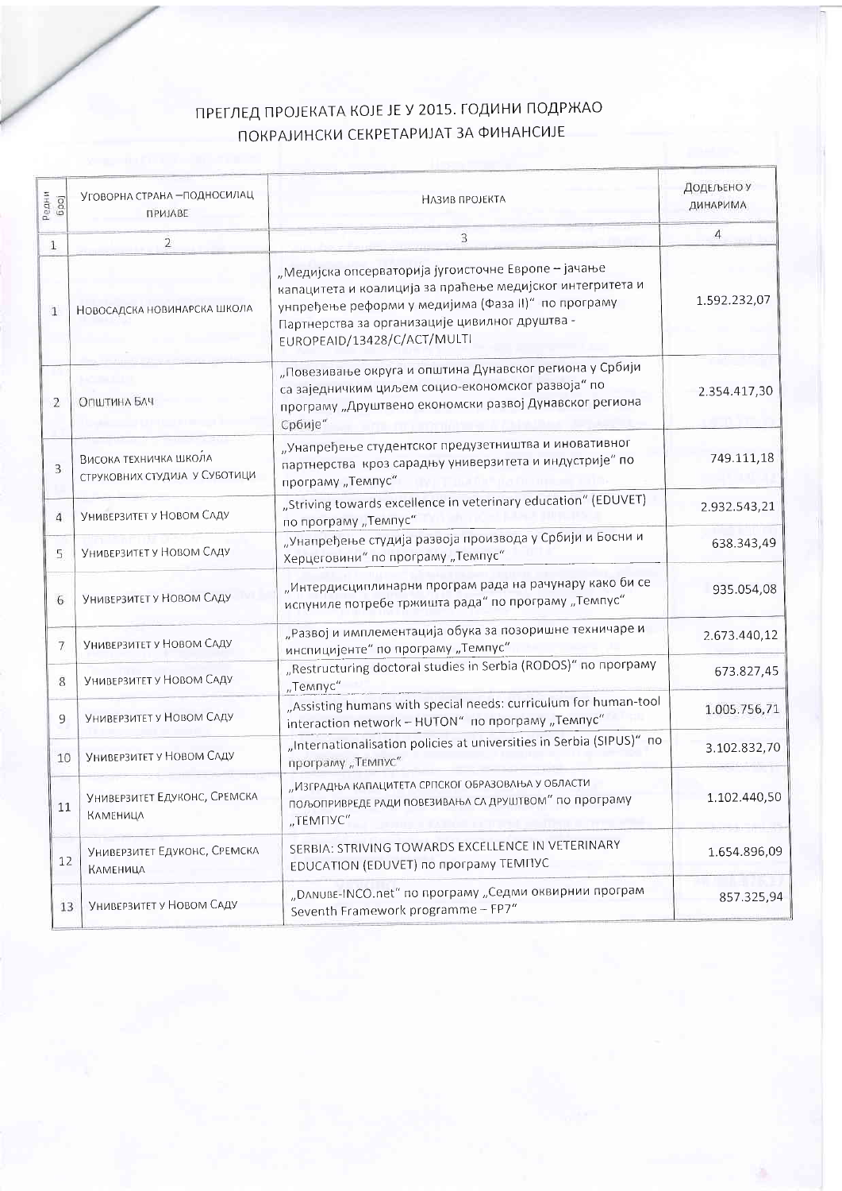# ПРЕГЛЕД ПРОЈЕКАТА КОЈЕ ЈЕ У 2015. ГОДИНИ ПОДРЖАО ПОКРАЈИНСКИ СЕКРЕТАРИЈАТ ЗА ФИНАНСИЈЕ

| Редни број | УГОВОРНА СТРАНА –ПОДНОСИЛАЦ ПРИЈАВЕ | НАЗИВ ПРОЈЕКТА | ДОДЕЉЕНО У ДИНАРИМА |
|---|---|---|---|
| 1 | 2 | 3 | 4 |
| 1 | НОВОСАДСКА НОВИНАРСКА ШКОЛА | „Медијска опсерваторија југоисточне Европе – јачање капацитета и коалиција за праћење медијског интегритета и унпређење реформи у медијима (Фаза II)" по програму Партнерства за организације цивилног друштва - EUROPEAID/13428/C/ACT/MULTI | 1.592.232,07 |
| 2 | ОПШТИНА БАЧ | „Повезивање округа и општина Дунавског региона у Србији са заједничким циљем социо-економског развоја" по програму „Друштвено економски развој Дунавског региона Србије" | 2.354.417,30 |
| 3 | ВИСОКА ТЕХНИЧКА ШКОЛА СТРУКОВНИХ СТУДИЈА У СУБОТИЦИ | „Унапређење студентског предузетништва и иновативног партнерства кроз сарадњу универзитета и индустрије" по програму „Темпус" | 749.111,18 |
| 4 | УНИВЕРЗИТЕТ У НОВОМ САДУ | „Striving towards excellence in veterinary education" (EDUVET) по програму „Темпус" | 2.932.543,21 |
| 5 | УНИВЕРЗИТЕТ У НОВОМ САДУ | „Унапређење студија развоја производа у Србији и Босни и Херцеговини" по програму „Темпус" | 638.343,49 |
| 6 | УНИВЕРЗИТЕТ У НОВОМ САДУ | „Интердисциплинарни програм рада на рачунару како би се испуниле потребе тржишта рада" по програму „Темпус" | 935.054,08 |
| 7 | УНИВЕРЗИТЕТ У НОВОМ САДУ | „Развој и имплементација обука за позоришне техничаре и инспицијенте" по програму „Темпус" | 2.673.440,12 |
| 8 | УНИВЕРЗИТЕТ У НОВОМ САДУ | „Restructuring doctoral studies in Serbia (RODOS)" по програму „Темпус" | 673.827,45 |
| 9 | УНИВЕРЗИТЕТ У НОВОМ САДУ | „Assisting humans with special needs: curriculum for human-tool interaction network – HUTON" по програму „Темпус" | 1.005.756,71 |
| 10 | УНИВЕРЗИТЕТ У НОВОМ САДУ | „Internationalisation policies at universities in Serbia (SIPUS)" по програму „Темпус" | 3.102.832,70 |
| 11 | УНИВЕРЗИТЕТ ЕДУКОНС, СРЕМСКА КАМЕНИЦА | „ИЗГРАДЊА КАПАЦИТЕТА СРПСКОГ ОБРАЗОВАЊА У ОБЛАСТИ ПОЉОПРИВРЕДЕ РАДИ ПОВЕЗИВАЊА СА ДРУШТВОМ" по програму „ТЕМПУС" | 1.102.440,50 |
| 12 | УНИВЕРЗИТЕТ ЕДУКОНС, СРЕМСКА КАМЕНИЦА | SERBIA: STRIVING TOWARDS EXCELLENCE IN VETERINARY EDUCATION (EDUVET) по програму ТЕМПУС | 1.654.896,09 |
| 13 | УНИВЕРЗИТЕТ У НОВОМ САДУ | „DANUBE-INCO.net" по програму „Седми оквирнии програм Seventh Framework programme – FP7" | 857.325,94 |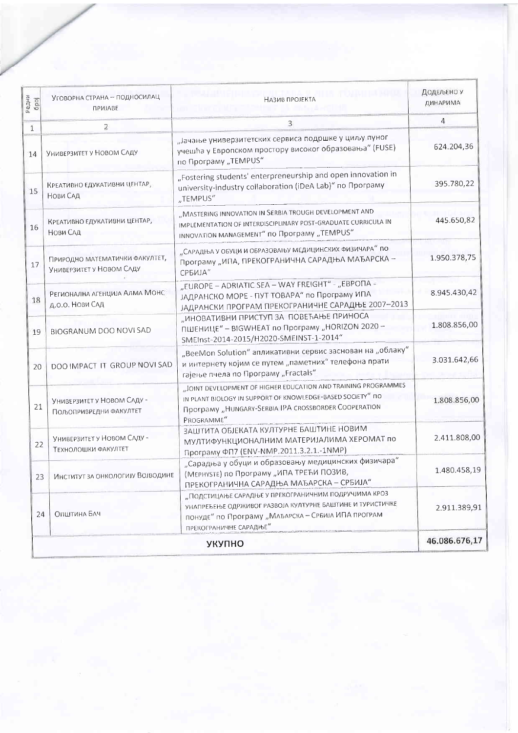| Редни број | Уговорна страна – подносилац пријаве | Назив пројекта | Додељено у динарима |
|---|---|---|---|
| 1 | 2 | 3 | 4 |
| 14 | Универзитет у Новом Саду | „Јачање универзитетских сервиса подршке у циљу пуног учешћа у Европском простору високог образовања" (FUSE) по Програму „TEMPUS" | 624.204,36 |
| 15 | Креативно едукативни центар, Нови Сад | „Fostering students' entrepreneurship and open innovation in university-industry collaboration (iDeA Lab)" по Програму „TEMPUS" | 395.780,22 |
| 16 | Креативно едукативни центар, Нови Сад | „MASTERING INNOVATION IN SERBIA TROUGH DEVELOPMENT AND IMPLEMENTATION OF INTERDISCIPLINARY POST-GRADUATE CURRICULA IN INNOVATION MANAGEMENT" по Програму „TEMPUS" | 445.650,82 |
| 17 | Природно математички факултет, Универзитет у Новом Саду | „САРАДЊА У ОБУЦИ И ОБРАЗОВАЊУ МЕДИЦИНСКИХ ФИЗИЧАРА" по Програму „ИПА, ПРЕКОГРАНИЧНА САРАДЊА МАЂАРСКА – СРБИЈА" | 1.950.378,75 |
| 18 | Регионална агенција Алма Монс д.о.о. Нови Сад | „EUROPE – ADRIATIC SEA – WAY FREIGHT" - „ЕВРОПА - ЈАДРАНСКО МОРЕ - ПУТ ТОВАРА" по Програму ИПА ЈАДРАНСКИ ПРОГРАМ ПРЕКОГРАНИЧНЕ САРАДЊЕ 2007–2013 | 8.945.430,42 |
| 19 | BIOGRANUM DOO NOVI SAD | „ИНОВАТИВНИ ПРИСТУП ЗА ПОВЕЋАЊЕ ПРИНОСА ПШЕНИЦЕ" – BIGWHEAT по Програму „HORIZON 2020 – SMEInst-2014-2015/H2020-SMEINST-1-2014" | 1.808.856,00 |
| 20 | DOO IMPACT IT GROUP NOVI SAD | „BeeMon Solution" апликативни сервис заснован на „облаку" и интернету којим се путем „паметних" телефона прати гајење пчела по Програму „Fractals" | 3.031.642,66 |
| 21 | Универзитет у Новом Саду - Пољопривредни факултет | „JOINT DEVELOPMENT OF HIGHER EDUCATION AND TRAINING PROGRAMMES IN PLANT BIOLOGY IN SUPPORT OF KNOWLEDGE-BASED SOCIETY" по Програму „HUNGARY-SERBIA IPA CROSSBORDER COOPERATION PROGRAMME" | 1.808.856,00 |
| 22 | Универзитет у Новом Саду - Технолошки факултет | ЗАШТИТА ОБЈЕКАТА КУЛТУРНЕ БАШТИНЕ НОВИМ МУЛТИФУНКЦИОНАЛНИМ МАТЕРИЈАЛИМА ХЕРОМАТ по Програму ФП7 (ENV-NMP.2011.3.2.1.-1NMP) | 2.411.808,00 |
| 23 | Институт за онкологију Војводине | „Сарадња у обуци и образовању медицинских физичара" (MEPHYSTE) по Програму „ИПА ТРЕЋИ ПОЗИВ, ПРЕКОГРАНИЧНА САРАДЊА МАЂАРСКА – СРБИЈА" | 1.480.458,19 |
| 24 | Општина Бач | „ПОДСТИЦАЊЕ САРАДЊЕ У ПРЕКОГРАНИЧНИМ ПОДРУЧЈИМА КРОЗ УНАПРЕЂЕЊЕ ОДРЖИВОГ РАЗВОЈА КУЛТУРНЕ БАШТИНЕ И ТУРИСТИЧКЕ ПОНУДЕ" по Програму „МАЂАРСКА – СРБИЈА ИПА ПРОГРАМ ПРЕКОГРАНИЧНЕ САРАДЊЕ" | 2.911.389,91 |
| | | **УКУПНО** | **46.086.676,17** |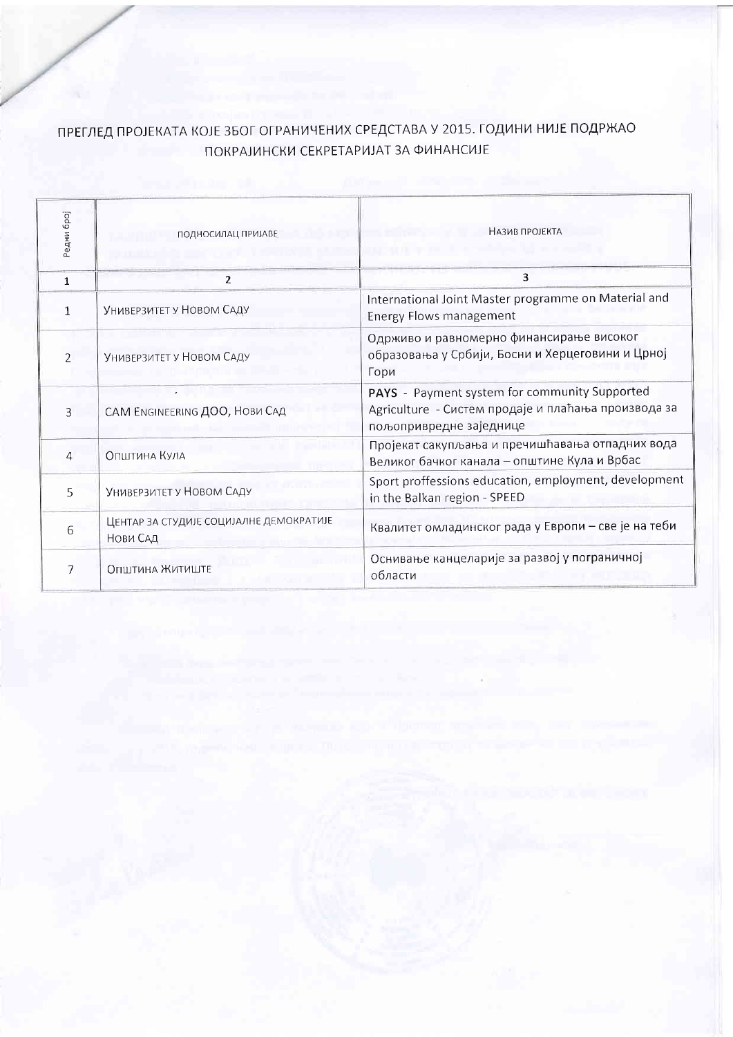## ПРЕГЛЕД ПРОЈЕКАТА КОЈЕ ЗБОГ ОГРАНИЧЕНИХ СРЕДСТАВА У 2015. ГОДИНИ НИЈЕ ПОДРЖАО ПОКРАЈИНСКИ СЕКРЕТАРИЈАТ ЗА ФИНАНСИЈЕ

| Редни број | ПОДНОСИЛАЦ ПРИЈАВЕ | НАЗИВ ПРОЈЕКТА |
|---|---|---|
| 1 | 2 | 3 |
| 1 | УНИВЕРЗИТЕТ У НОВОМ САДУ | International Joint Master programme on Material and Energy Flows management |
| 2 | УНИВЕРЗИТЕТ У НОВОМ САДУ | Одрживо и равномерно финансирање високог образовања у Србији, Босни и Херцеговини и Црној Гори |
| 3 | САМ ENGINEERING ДОО, НОВИ САД | **PAYS** - Payment system for community Supported Agriculture - Систем продаје и плаћања производа за пољопривредне заједнице |
| 4 | ОПШТИНА КУЛА | Пројекат сакупљања и пречишћавања отпадних вода Великог бачког канала – општине Кула и Врбас |
| 5 | УНИВЕРЗИТЕТ У НОВОМ САДУ | Sport proffessions education, employment, development in the Balkan region - SPEED |
| 6 | ЦЕНТАР ЗА СТУДИЈЕ СОЦИЈАЛНЕ ДЕМОКРАТИЈЕ НОВИ САД | Квалитет омладинског рада у Европи – све је на теби |
| 7 | ОПШТИНА ЖИТИШТЕ | Оснивање канцеларије за развој у пограничној области |